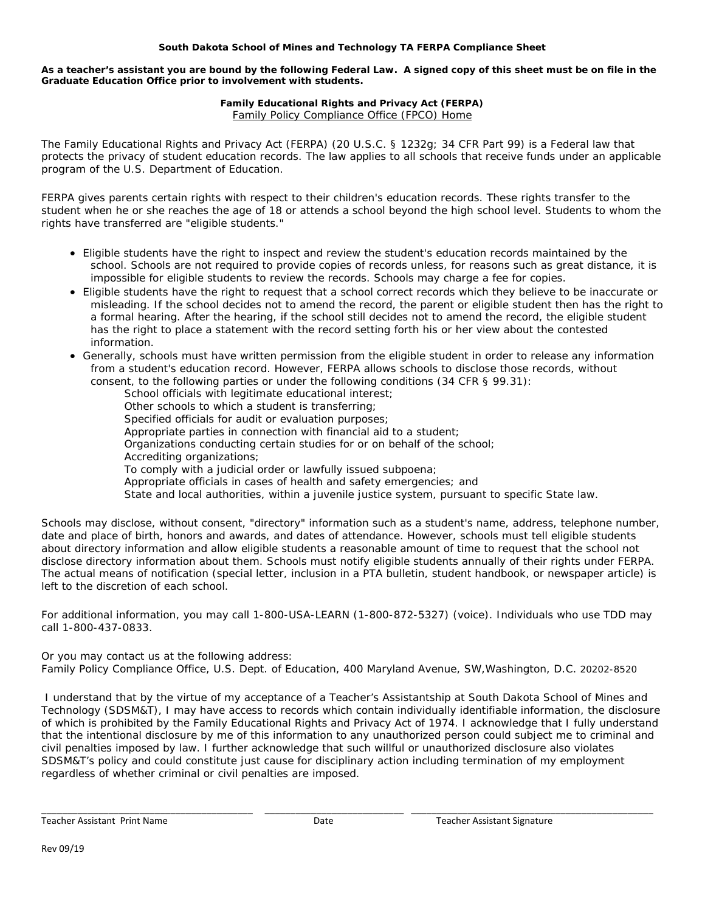**South Dakota School of Mines and Technology TA FERPA Compliance Sheet**

**As a teacher's assistant you are bound by the following Federal Law. A signed copy of this sheet must be on file in the Graduate Education Office prior to involvement with students.**

**Family Educational Rights and Privacy Act (FERPA)**
Family Policy Compliance Office (FPCO) Home

The Family Educational Rights and Privacy Act (FERPA) (20 U.S.C. § 1232g; 34 CFR Part 99) is a Federal law that protects the privacy of student education records. The law applies to all schools that receive funds under an applicable program of the U.S. Department of Education.

FERPA gives parents certain rights with respect to their children's education records. These rights transfer to the student when he or she reaches the age of 18 or attends a school beyond the high school level. Students to whom the rights have transferred are "eligible students."

- Eligible students have the right to inspect and review the student's education records maintained by the school. Schools are not required to provide copies of records unless, for reasons such as great distance, it is impossible for eligible students to review the records. Schools may charge a fee for copies.
- Eligible students have the right to request that a school correct records which they believe to be inaccurate or misleading. If the school decides not to amend the record, the parent or eligible student then has the right to a formal hearing. After the hearing, if the school still decides not to amend the record, the eligible student has the right to place a statement with the record setting forth his or her view about the contested information.
- Generally, schools must have written permission from the eligible student in order to release any information from a student's education record. However, FERPA allows schools to disclose those records, without consent, to the following parties or under the following conditions (34 CFR § 99.31):
  - School officials with legitimate educational interest;
  - Other schools to which a student is transferring;
  - Specified officials for audit or evaluation purposes;
  - Appropriate parties in connection with financial aid to a student;
  - Organizations conducting certain studies for or on behalf of the school;
  - Accrediting organizations;
  - To comply with a judicial order or lawfully issued subpoena;
  - Appropriate officials in cases of health and safety emergencies; and
  - State and local authorities, within a juvenile justice system, pursuant to specific State law.

Schools may disclose, without consent, "directory" information such as a student's name, address, telephone number, date and place of birth, honors and awards, and dates of attendance. However, schools must tell eligible students about directory information and allow eligible students a reasonable amount of time to request that the school not disclose directory information about them. Schools must notify eligible students annually of their rights under FERPA. The actual means of notification (special letter, inclusion in a PTA bulletin, student handbook, or newspaper article) is left to the discretion of each school.

For additional information, you may call 1-800-USA-LEARN (1-800-872-5327) (voice). Individuals who use TDD may call 1-800-437-0833.

Or you may contact us at the following address:
Family Policy Compliance Office, U.S. Dept. of Education, 400 Maryland Avenue, SW,Washington, D.C. 20202-8520

I understand that by the virtue of my acceptance of a Teacher's Assistantship at South Dakota School of Mines and Technology (SDSM&T), I may have access to records which contain individually identifiable information, the disclosure of which is prohibited by the Family Educational Rights and Privacy Act of 1974. I acknowledge that I fully understand that the intentional disclosure by me of this information to any unauthorized person could subject me to criminal and civil penalties imposed by law. I further acknowledge that such willful or unauthorized disclosure also violates SDSM&T's policy and could constitute just cause for disciplinary action including termination of my employment regardless of whether criminal or civil penalties are imposed.

\_\_\_\_\_\_\_\_\_\_\_\_\_\_\_\_\_\_\_\_\_\_\_\_\_\_\_\_ \_\_\_\_\_\_\_\_\_\_\_\_\_\_\_\_\_\_\_\_ \_\_\_\_\_\_\_\_\_\_\_\_\_\_\_\_\_\_\_\_\_\_\_\_\_\_\_\_\_\_\_\_

Teacher Assistant Print Name | Date | Teacher Assistant Signature

Rev 09/19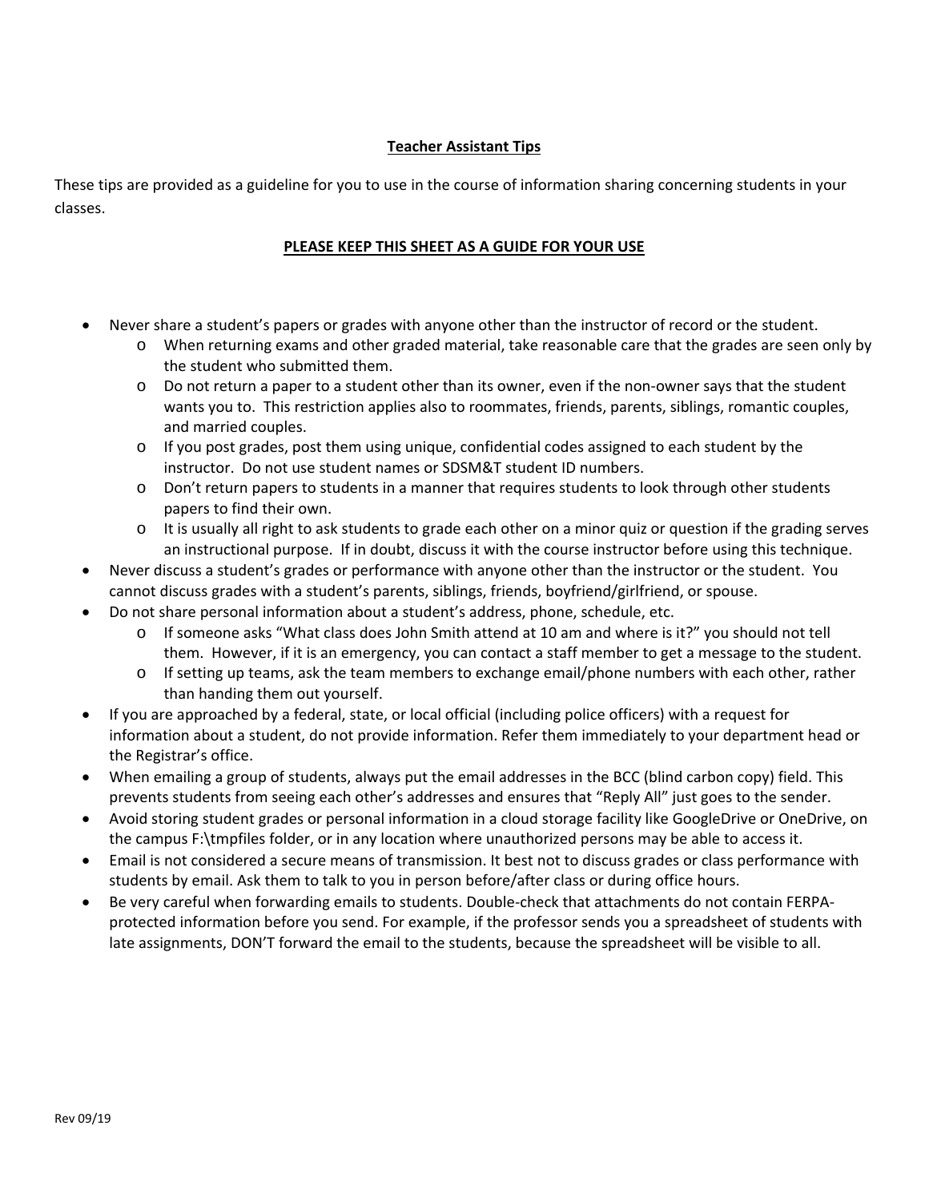**Teacher Assistant Tips**

These tips are provided as a guideline for you to use in the course of information sharing concerning students in your classes.

**PLEASE KEEP THIS SHEET AS A GUIDE FOR YOUR USE**

- Never share a student's papers or grades with anyone other than the instructor of record or the student.
  - When returning exams and other graded material, take reasonable care that the grades are seen only by the student who submitted them.
  - Do not return a paper to a student other than its owner, even if the non-owner says that the student wants you to. This restriction applies also to roommates, friends, parents, siblings, romantic couples, and married couples.
  - If you post grades, post them using unique, confidential codes assigned to each student by the instructor. Do not use student names or SDSM&T student ID numbers.
  - Don't return papers to students in a manner that requires students to look through other students papers to find their own.
  - It is usually all right to ask students to grade each other on a minor quiz or question if the grading serves an instructional purpose. If in doubt, discuss it with the course instructor before using this technique.
- Never discuss a student's grades or performance with anyone other than the instructor or the student. You cannot discuss grades with a student's parents, siblings, friends, boyfriend/girlfriend, or spouse.
- Do not share personal information about a student's address, phone, schedule, etc.
  - If someone asks "What class does John Smith attend at 10 am and where is it?" you should not tell them. However, if it is an emergency, you can contact a staff member to get a message to the student.
  - If setting up teams, ask the team members to exchange email/phone numbers with each other, rather than handing them out yourself.
- If you are approached by a federal, state, or local official (including police officers) with a request for information about a student, do not provide information. Refer them immediately to your department head or the Registrar's office.
- When emailing a group of students, always put the email addresses in the BCC (blind carbon copy) field. This prevents students from seeing each other's addresses and ensures that "Reply All" just goes to the sender.
- Avoid storing student grades or personal information in a cloud storage facility like GoogleDrive or OneDrive, on the campus F:\tmpfiles folder, or in any location where unauthorized persons may be able to access it.
- Email is not considered a secure means of transmission. It best not to discuss grades or class performance with students by email. Ask them to talk to you in person before/after class or during office hours.
- Be very careful when forwarding emails to students. Double-check that attachments do not contain FERPA-protected information before you send. For example, if the professor sends you a spreadsheet of students with late assignments, DON'T forward the email to the students, because the spreadsheet will be visible to all.

Rev 09/19